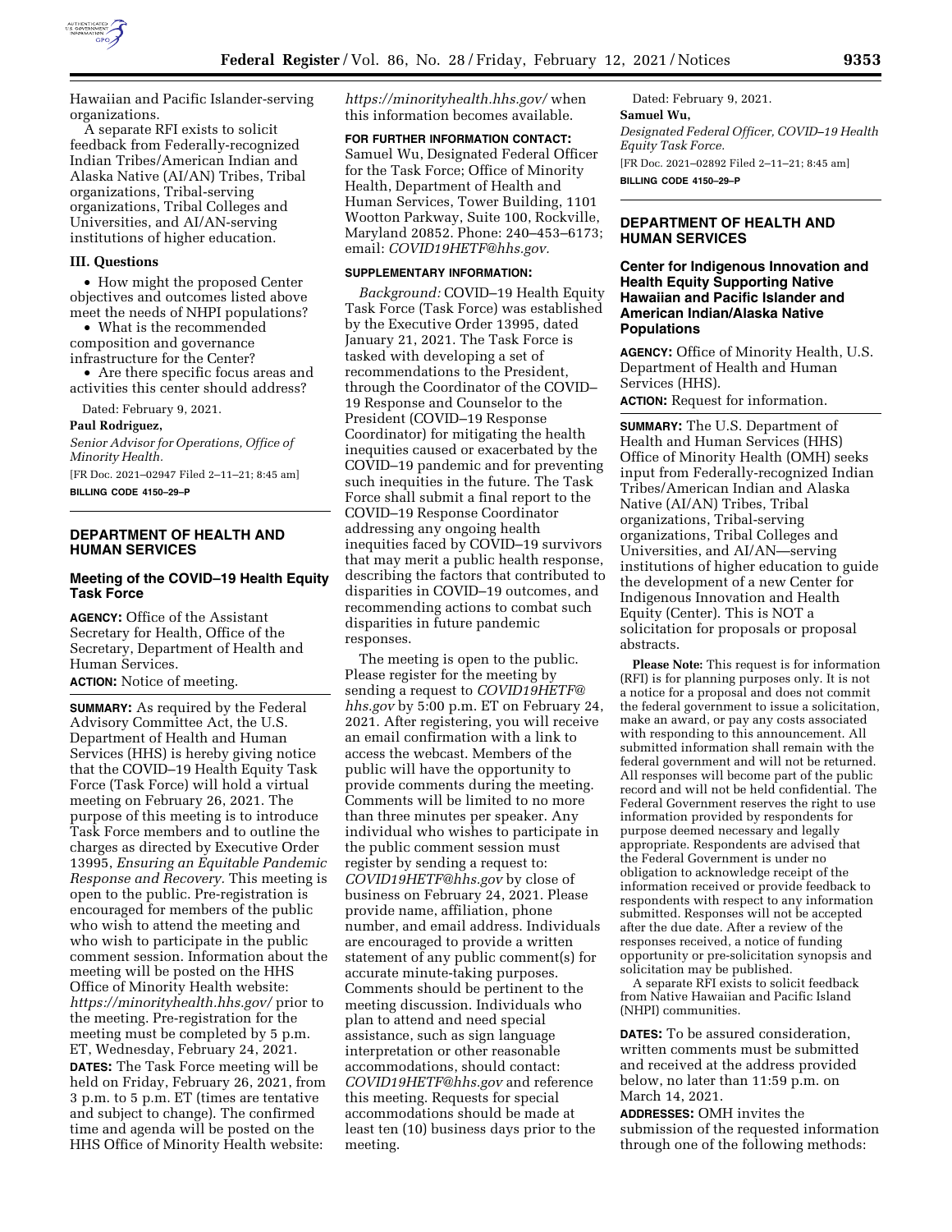Hawaiian and Pacific Islander-serving organizations.

A separate RFI exists to solicit feedback from Federally-recognized Indian Tribes/American Indian and Alaska Native (AI/AN) Tribes, Tribal organizations, Tribal-serving organizations, Tribal Colleges and Universities, and AI/AN-serving institutions of higher education.

### III. Questions

- How might the proposed Center objectives and outcomes listed above meet the needs of NHPI populations?
- What is the recommended composition and governance infrastructure for the Center?
- Are there specific focus areas and activities this center should address?

Dated: February 9, 2021.

**Paul Rodriguez,**

*Senior Advisor for Operations, Office of Minority Health.*

[FR Doc. 2021–02947 Filed 2–11–21; 8:45 am]

**BILLING CODE 4150–29–P**

---

## DEPARTMENT OF HEALTH AND HUMAN SERVICES

### Meeting of the COVID–19 Health Equity Task Force

**AGENCY:** Office of the Assistant Secretary for Health, Office of the Secretary, Department of Health and Human Services.

**ACTION:** Notice of meeting.

**SUMMARY:** As required by the Federal Advisory Committee Act, the U.S. Department of Health and Human Services (HHS) is hereby giving notice that the COVID–19 Health Equity Task Force (Task Force) will hold a virtual meeting on February 26, 2021. The purpose of this meeting is to introduce Task Force members and to outline the charges as directed by Executive Order 13995, *Ensuring an Equitable Pandemic Response and Recovery.* This meeting is open to the public. Pre-registration is encouraged for members of the public who wish to attend the meeting and who wish to participate in the public comment session. Information about the meeting will be posted on the HHS Office of Minority Health website: *https://minorityhealth.hhs.gov/* prior to the meeting. Pre-registration for the meeting must be completed by 5 p.m. ET, Wednesday, February 24, 2021.

**DATES:** The Task Force meeting will be held on Friday, February 26, 2021, from 3 p.m. to 5 p.m. ET (times are tentative and subject to change). The confirmed time and agenda will be posted on the HHS Office of Minority Health website: *https://minorityhealth.hhs.gov/* when this information becomes available.

**FOR FURTHER INFORMATION CONTACT:** Samuel Wu, Designated Federal Officer for the Task Force; Office of Minority Health, Department of Health and Human Services, Tower Building, 1101 Wootton Parkway, Suite 100, Rockville, Maryland 20852. Phone: 240–453–6173; email: *COVID19HETF@hhs.gov.*

**SUPPLEMENTARY INFORMATION:**

*Background:* COVID–19 Health Equity Task Force (Task Force) was established by the Executive Order 13995, dated January 21, 2021. The Task Force is tasked with developing a set of recommendations to the President, through the Coordinator of the COVID–19 Response and Counselor to the President (COVID–19 Response Coordinator) for mitigating the health inequities caused or exacerbated by the COVID–19 pandemic and for preventing such inequities in the future. The Task Force shall submit a final report to the COVID–19 Response Coordinator addressing any ongoing health inequities faced by COVID–19 survivors that may merit a public health response, describing the factors that contributed to disparities in COVID–19 outcomes, and recommending actions to combat such disparities in future pandemic responses.

The meeting is open to the public. Please register for the meeting by sending a request to *COVID19HETF@hhs.gov* by 5:00 p.m. ET on February 24, 2021. After registering, you will receive an email confirmation with a link to access the webcast. Members of the public will have the opportunity to provide comments during the meeting. Comments will be limited to no more than three minutes per speaker. Any individual who wishes to participate in the public comment session must register by sending a request to: *COVID19HETF@hhs.gov* by close of business on February 24, 2021. Please provide name, affiliation, phone number, and email address. Individuals are encouraged to provide a written statement of any public comment(s) for accurate minute-taking purposes. Comments should be pertinent to the meeting discussion. Individuals who plan to attend and need special assistance, such as sign language interpretation or other reasonable accommodations, should contact: *COVID19HETF@hhs.gov* and reference this meeting. Requests for special accommodations should be made at least ten (10) business days prior to the meeting.

Dated: February 9, 2021.

**Samuel Wu,**

*Designated Federal Officer, COVID–19 Health Equity Task Force.*

[FR Doc. 2021–02892 Filed 2–11–21; 8:45 am]

**BILLING CODE 4150–29–P**

---

## DEPARTMENT OF HEALTH AND HUMAN SERVICES

### Center for Indigenous Innovation and Health Equity Supporting Native Hawaiian and Pacific Islander and American Indian/Alaska Native Populations

**AGENCY:** Office of Minority Health, U.S. Department of Health and Human Services (HHS).

**ACTION:** Request for information.

**SUMMARY:** The U.S. Department of Health and Human Services (HHS) Office of Minority Health (OMH) seeks input from Federally-recognized Indian Tribes/American Indian and Alaska Native (AI/AN) Tribes, Tribal organizations, Tribal-serving organizations, Tribal Colleges and Universities, and AI/AN—serving institutions of higher education to guide the development of a new Center for Indigenous Innovation and Health Equity (Center). This is NOT a solicitation for proposals or proposal abstracts.

**Please Note:** This request is for information (RFI) is for planning purposes only. It is not a notice for a proposal and does not commit the federal government to issue a solicitation, make an award, or pay any costs associated with responding to this announcement. All submitted information shall remain with the federal government and will not be returned. All responses will become part of the public record and will not be held confidential. The Federal Government reserves the right to use information provided by respondents for purpose deemed necessary and legally appropriate. Respondents are advised that the Federal Government is under no obligation to acknowledge receipt of the information received or provide feedback to respondents with respect to any information submitted. Responses will not be accepted after the due date. After a review of the responses received, a notice of funding opportunity or pre-solicitation synopsis and solicitation may be published.

A separate RFI exists to solicit feedback from Native Hawaiian and Pacific Island (NHPI) communities.

**DATES:** To be assured consideration, written comments must be submitted and received at the address provided below, no later than 11:59 p.m. on March 14, 2021.

**ADDRESSES:** OMH invites the submission of the requested information through one of the following methods: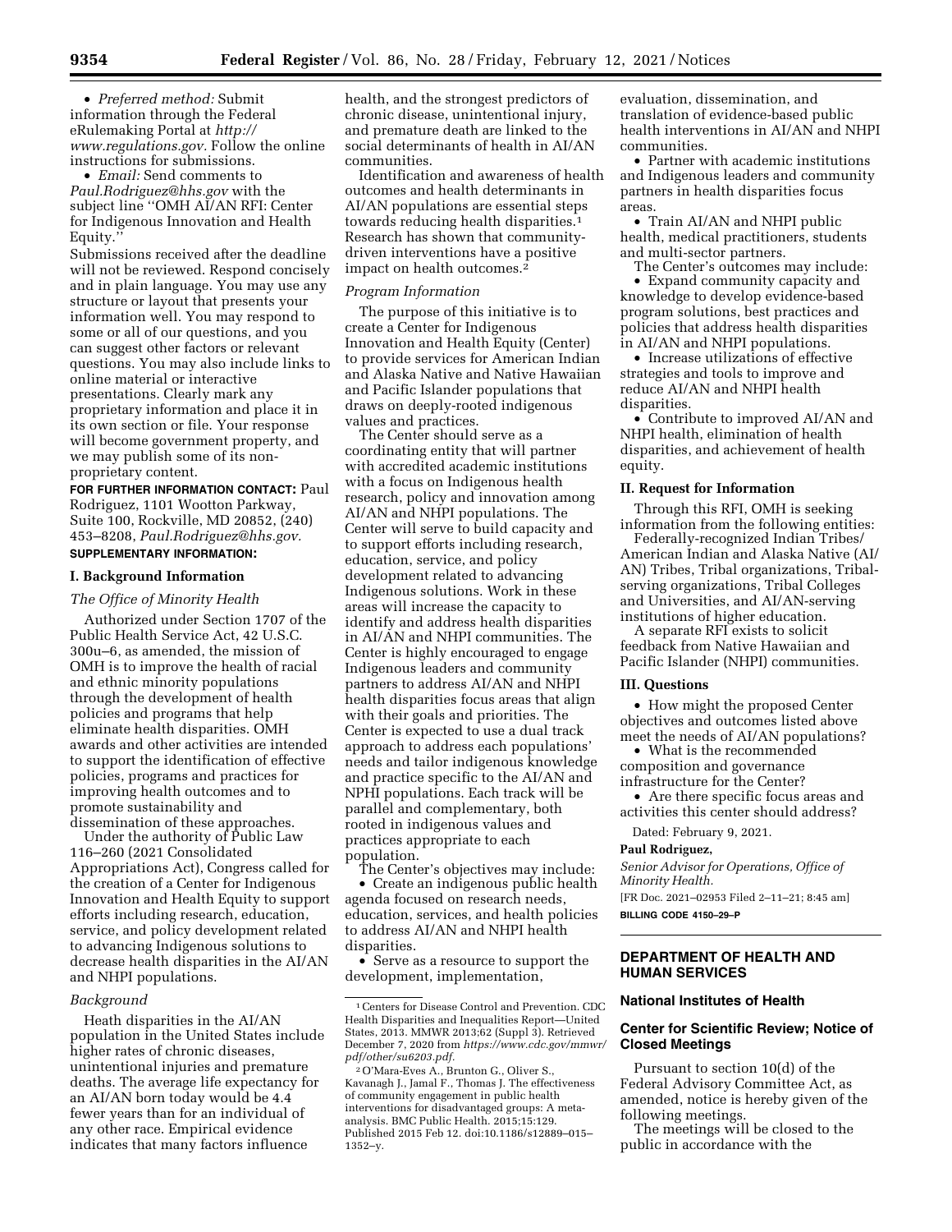• *Preferred method:* Submit information through the Federal eRulemaking Portal at *http://www.regulations.gov.* Follow the online instructions for submissions.

• *Email:* Send comments to *Paul.Rodriguez@hhs.gov* with the subject line ''OMH AI/AN RFI: Center for Indigenous Innovation and Health Equity.''

Submissions received after the deadline will not be reviewed. Respond concisely and in plain language. You may use any structure or layout that presents your information well. You may respond to some or all of our questions, and you can suggest other factors or relevant questions. You may also include links to online material or interactive presentations. Clearly mark any proprietary information and place it in its own section or file. Your response will become government property, and we may publish some of its non-proprietary content.

**FOR FURTHER INFORMATION CONTACT:** Paul Rodriguez, 1101 Wootton Parkway, Suite 100, Rockville, MD 20852, (240) 453–8208, *Paul.Rodriguez@hhs.gov.*

**SUPPLEMENTARY INFORMATION:**

## I. Background Information

### *The Office of Minority Health*

Authorized under Section 1707 of the Public Health Service Act, 42 U.S.C. 300u–6, as amended, the mission of OMH is to improve the health of racial and ethnic minority populations through the development of health policies and programs that help eliminate health disparities. OMH awards and other activities are intended to support the identification of effective policies, programs and practices for improving health outcomes and to promote sustainability and dissemination of these approaches.

Under the authority of Public Law 116–260 (2021 Consolidated Appropriations Act), Congress called for the creation of a Center for Indigenous Innovation and Health Equity to support efforts including research, education, service, and policy development related to advancing Indigenous solutions to decrease health disparities in the AI/AN and NHPI populations.

### *Background*

Heath disparities in the AI/AN population in the United States include higher rates of chronic diseases, unintentional injuries and premature deaths. The average life expectancy for an AI/AN born today would be 4.4 fewer years than for an individual of any other race. Empirical evidence indicates that many factors influence health, and the strongest predictors of chronic disease, unintentional injury, and premature death are linked to the social determinants of health in AI/AN communities.

Identification and awareness of health outcomes and health determinants in AI/AN populations are essential steps towards reducing health disparities.[1] Research has shown that community-driven interventions have a positive impact on health outcomes.[2]

### *Program Information*

The purpose of this initiative is to create a Center for Indigenous Innovation and Health Equity (Center) to provide services for American Indian and Alaska Native and Native Hawaiian and Pacific Islander populations that draws on deeply-rooted indigenous values and practices.

The Center should serve as a coordinating entity that will partner with accredited academic institutions with a focus on Indigenous health research, policy and innovation among AI/AN and NHPI populations. The Center will serve to build capacity and to support efforts including research, education, service, and policy development related to advancing Indigenous solutions. Work in these areas will increase the capacity to identify and address health disparities in AI/AN and NHPI communities. The Center is highly encouraged to engage Indigenous leaders and community partners to address AI/AN and NHPI health disparities focus areas that align with their goals and priorities. The Center is expected to use a dual track approach to address each populations' needs and tailor indigenous knowledge and practice specific to the AI/AN and NPHI populations. Each track will be parallel and complementary, both rooted in indigenous values and practices appropriate to each population.

The Center's objectives may include:

• Create an indigenous public health agenda focused on research needs, education, services, and health policies to address AI/AN and NHPI health disparities.

• Serve as a resource to support the development, implementation, evaluation, dissemination, and translation of evidence-based public health interventions in AI/AN and NHPI communities.

• Partner with academic institutions and Indigenous leaders and community partners in health disparities focus areas.

• Train AI/AN and NHPI public health, medical practitioners, students and multi-sector partners.

The Center's outcomes may include:

• Expand community capacity and knowledge to develop evidence-based program solutions, best practices and policies that address health disparities in AI/AN and NHPI populations.

• Increase utilizations of effective strategies and tools to improve and reduce AI/AN and NHPI health disparities.

• Contribute to improved AI/AN and NHPI health, elimination of health disparities, and achievement of health equity.

## II. Request for Information

Through this RFI, OMH is seeking information from the following entities:

Federally-recognized Indian Tribes/American Indian and Alaska Native (AI/AN) Tribes, Tribal organizations, Tribal-serving organizations, Tribal Colleges and Universities, and AI/AN-serving institutions of higher education.

A separate RFI exists to solicit feedback from Native Hawaiian and Pacific Islander (NHPI) communities.

## III. Questions

• How might the proposed Center objectives and outcomes listed above meet the needs of AI/AN populations?

• What is the recommended composition and governance infrastructure for the Center?

• Are there specific focus areas and activities this center should address?

Dated: February 9, 2021.

**Paul Rodriguez,**

*Senior Advisor for Operations, Office of Minority Health.*

[FR Doc. 2021–02953 Filed 2–11–21; 8:45 am]

**BILLING CODE 4150–29–P**

---

[1] Centers for Disease Control and Prevention. CDC Health Disparities and Inequalities Report—United States, 2013. MMWR 2013;62 (Suppl 3). Retrieved December 7, 2020 from *https://www.cdc.gov/mmwr/pdf/other/su6203.pdf.*

[2] O'Mara-Eves A., Brunton G., Oliver S., Kavanagh J., Jamal F., Thomas J. The effectiveness of community engagement in public health interventions for disadvantaged groups: A meta-analysis. BMC Public Health. 2015;15:129. Published 2015 Feb 12. doi:10.1186/s12889–015–1352–y.

---

# DEPARTMENT OF HEALTH AND HUMAN SERVICES

## National Institutes of Health

### Center for Scientific Review; Notice of Closed Meetings

Pursuant to section 10(d) of the Federal Advisory Committee Act, as amended, notice is hereby given of the following meetings.

The meetings will be closed to the public in accordance with the